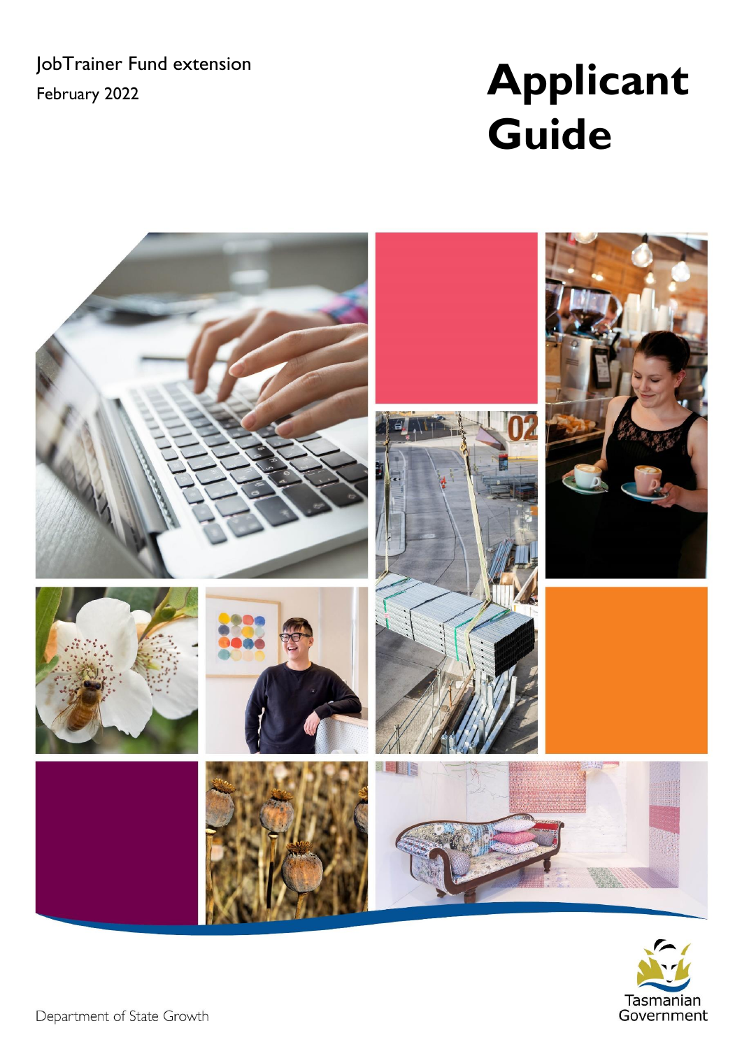JobTrainer Fund extension

February 2022

# Applicant Guide

Department of State Growth

Tasmanian Government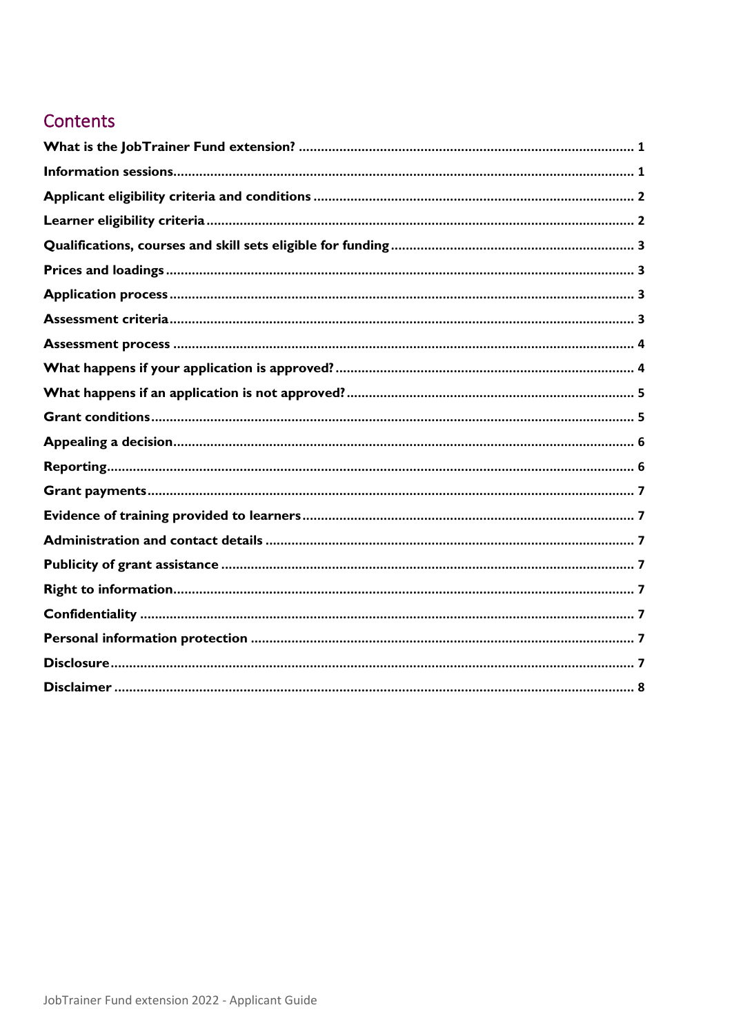## Contents

| | |
|---|---|
| **What is the JobTrainer Fund extension?** | **1** |
| **Information sessions** | **1** |
| **Applicant eligibility criteria and conditions** | **2** |
| **Learner eligibility criteria** | **2** |
| **Qualifications, courses and skill sets eligible for funding** | **3** |
| **Prices and loadings** | **3** |
| **Application process** | **3** |
| **Assessment criteria** | **3** |
| **Assessment process** | **4** |
| **What happens if your application is approved?** | **4** |
| **What happens if an application is not approved?** | **5** |
| **Grant conditions** | **5** |
| **Appealing a decision** | **6** |
| **Reporting** | **6** |
| **Grant payments** | **7** |
| **Evidence of training provided to learners** | **7** |
| **Administration and contact details** | **7** |
| **Publicity of grant assistance** | **7** |
| **Right to information** | **7** |
| **Confidentiality** | **7** |
| **Personal information protection** | **7** |
| **Disclosure** | **7** |
| **Disclaimer** | **8** |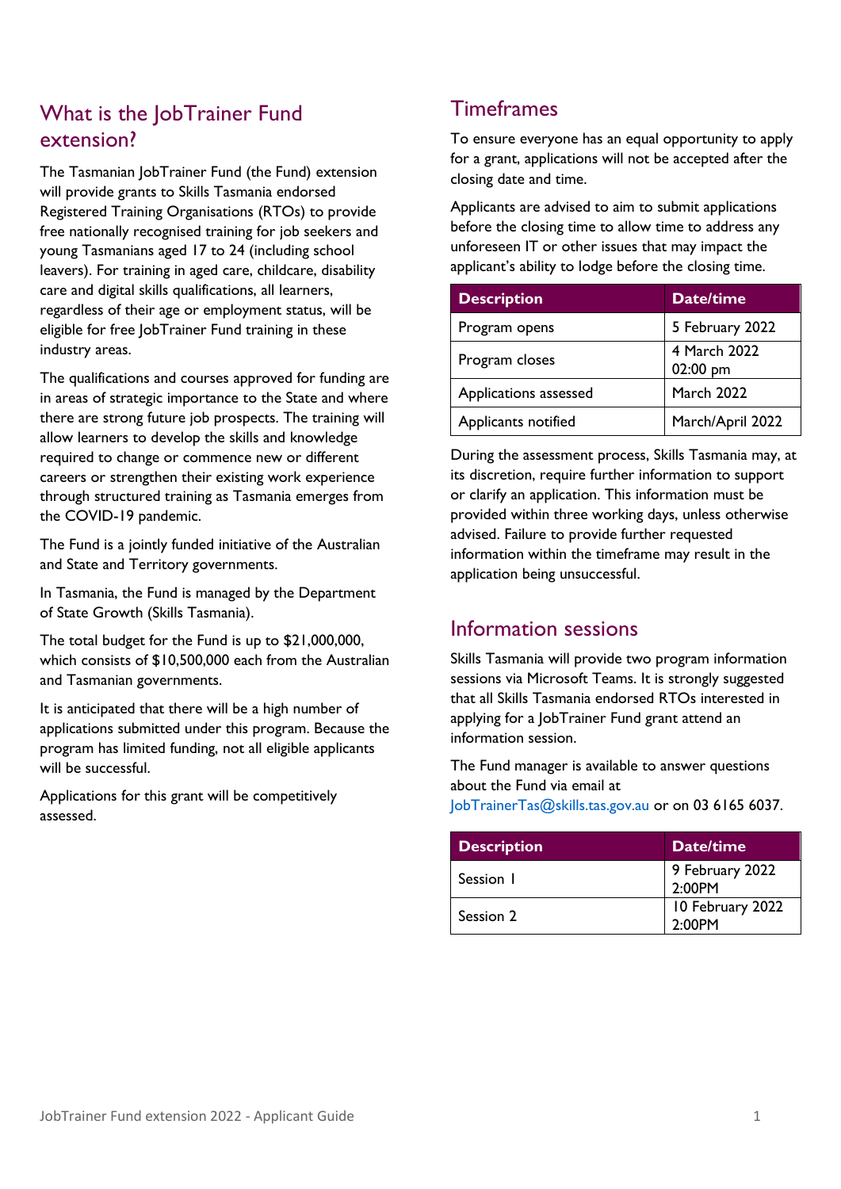## What is the JobTrainer Fund extension?

The Tasmanian JobTrainer Fund (the Fund) extension will provide grants to Skills Tasmania endorsed Registered Training Organisations (RTOs) to provide free nationally recognised training for job seekers and young Tasmanians aged 17 to 24 (including school leavers). For training in aged care, childcare, disability care and digital skills qualifications, all learners, regardless of their age or employment status, will be eligible for free JobTrainer Fund training in these industry areas.

The qualifications and courses approved for funding are in areas of strategic importance to the State and where there are strong future job prospects. The training will allow learners to develop the skills and knowledge required to change or commence new or different careers or strengthen their existing work experience through structured training as Tasmania emerges from the COVID-19 pandemic.

The Fund is a jointly funded initiative of the Australian and State and Territory governments.

In Tasmania, the Fund is managed by the Department of State Growth (Skills Tasmania).

The total budget for the Fund is up to $21,000,000, which consists of $10,500,000 each from the Australian and Tasmanian governments.

It is anticipated that there will be a high number of applications submitted under this program. Because the program has limited funding, not all eligible applicants will be successful.

Applications for this grant will be competitively assessed.

## Timeframes

To ensure everyone has an equal opportunity to apply for a grant, applications will not be accepted after the closing date and time.

Applicants are advised to aim to submit applications before the closing time to allow time to address any unforeseen IT or other issues that may impact the applicant's ability to lodge before the closing time.

| Description | Date/time |
|---|---|
| Program opens | 5 February 2022 |
| Program closes | 4 March 2022 02:00 pm |
| Applications assessed | March 2022 |
| Applicants notified | March/April 2022 |

During the assessment process, Skills Tasmania may, at its discretion, require further information to support or clarify an application. This information must be provided within three working days, unless otherwise advised. Failure to provide further requested information within the timeframe may result in the application being unsuccessful.

## Information sessions

Skills Tasmania will provide two program information sessions via Microsoft Teams. It is strongly suggested that all Skills Tasmania endorsed RTOs interested in applying for a JobTrainer Fund grant attend an information session.

The Fund manager is available to answer questions about the Fund via email at JobTrainerTas@skills.tas.gov.au or on 03 6165 6037.

| Description | Date/time |
|---|---|
| Session 1 | 9 February 2022 2:00PM |
| Session 2 | 10 February 2022 2:00PM |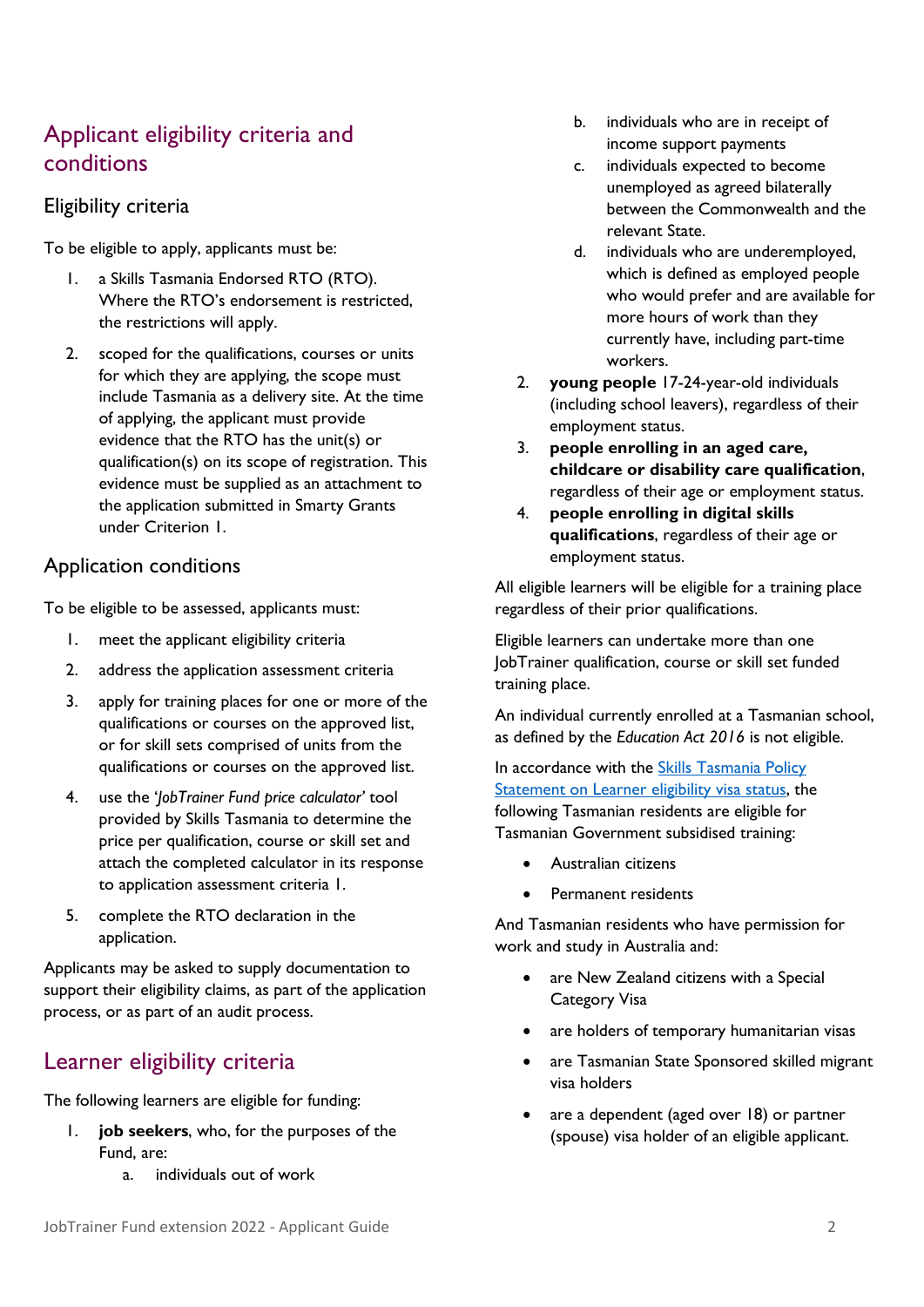## Applicant eligibility criteria and conditions

### Eligibility criteria

To be eligible to apply, applicants must be:

1. a Skills Tasmania Endorsed RTO (RTO). Where the RTO's endorsement is restricted, the restrictions will apply.
2. scoped for the qualifications, courses or units for which they are applying, the scope must include Tasmania as a delivery site. At the time of applying, the applicant must provide evidence that the RTO has the unit(s) or qualification(s) on its scope of registration. This evidence must be supplied as an attachment to the application submitted in Smarty Grants under Criterion 1.

### Application conditions

To be eligible to be assessed, applicants must:

1. meet the applicant eligibility criteria
2. address the application assessment criteria
3. apply for training places for one or more of the qualifications or courses on the approved list, or for skill sets comprised of units from the qualifications or courses on the approved list.
4. use the '*JobTrainer Fund price calculator*' tool provided by Skills Tasmania to determine the price per qualification, course or skill set and attach the completed calculator in its response to application assessment criteria 1.
5. complete the RTO declaration in the application.

Applicants may be asked to supply documentation to support their eligibility claims, as part of the application process, or as part of an audit process.

## Learner eligibility criteria

The following learners are eligible for funding:

1. **job seekers**, who, for the purposes of the Fund, are:
   a. individuals out of work
   b. individuals who are in receipt of income support payments
   c. individuals expected to become unemployed as agreed bilaterally between the Commonwealth and the relevant State.
   d. individuals who are underemployed, which is defined as employed people who would prefer and are available for more hours of work than they currently have, including part-time workers.
2. **young people** 17-24-year-old individuals (including school leavers), regardless of their employment status.
3. **people enrolling in an aged care, childcare or disability care qualification**, regardless of their age or employment status.
4. **people enrolling in digital skills qualifications**, regardless of their age or employment status.

All eligible learners will be eligible for a training place regardless of their prior qualifications.

Eligible learners can undertake more than one JobTrainer qualification, course or skill set funded training place.

An individual currently enrolled at a Tasmanian school, as defined by the *Education Act 2016* is not eligible.

In accordance with the Skills Tasmania Policy Statement on Learner eligibility visa status, the following Tasmanian residents are eligible for Tasmanian Government subsidised training:

- Australian citizens
- Permanent residents

And Tasmanian residents who have permission for work and study in Australia and:

- are New Zealand citizens with a Special Category Visa
- are holders of temporary humanitarian visas
- are Tasmanian State Sponsored skilled migrant visa holders
- are a dependent (aged over 18) or partner (spouse) visa holder of an eligible applicant.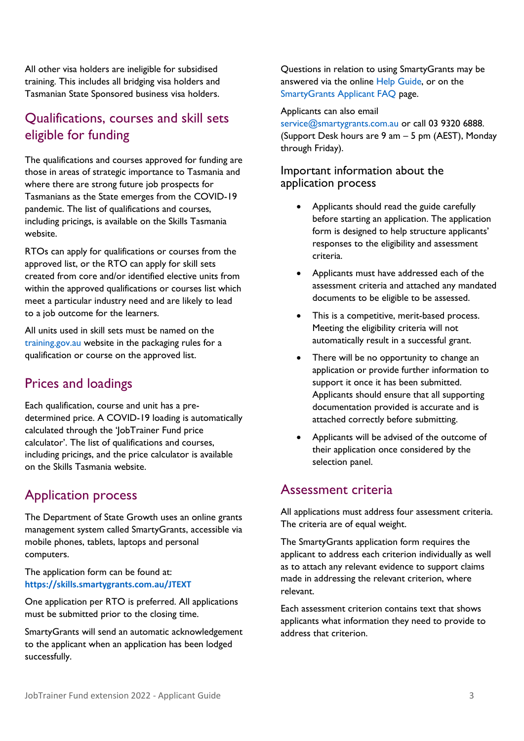All other visa holders are ineligible for subsidised training. This includes all bridging visa holders and Tasmanian State Sponsored business visa holders.

## Qualifications, courses and skill sets eligible for funding

The qualifications and courses approved for funding are those in areas of strategic importance to Tasmania and where there are strong future job prospects for Tasmanians as the State emerges from the COVID-19 pandemic. The list of qualifications and courses, including pricings, is available on the Skills Tasmania website.

RTOs can apply for qualifications or courses from the approved list, or the RTO can apply for skill sets created from core and/or identified elective units from within the approved qualifications or courses list which meet a particular industry need and are likely to lead to a job outcome for the learners.

All units used in skill sets must be named on the training.gov.au website in the packaging rules for a qualification or course on the approved list.

## Prices and loadings

Each qualification, course and unit has a pre-determined price. A COVID-19 loading is automatically calculated through the 'JobTrainer Fund price calculator'. The list of qualifications and courses, including pricings, and the price calculator is available on the Skills Tasmania website.

## Application process

The Department of State Growth uses an online grants management system called SmartyGrants, accessible via mobile phones, tablets, laptops and personal computers.

The application form can be found at:
**https://skills.smartygrants.com.au/JTEXT**

One application per RTO is preferred. All applications must be submitted prior to the closing time.

SmartyGrants will send an automatic acknowledgement to the applicant when an application has been lodged successfully.

Questions in relation to using SmartyGrants may be answered via the online Help Guide, or on the SmartyGrants Applicant FAQ page.

Applicants can also email service@smartygrants.com.au or call 03 9320 6888. (Support Desk hours are 9 am – 5 pm (AEST), Monday through Friday).

### Important information about the application process

- Applicants should read the guide carefully before starting an application. The application form is designed to help structure applicants' responses to the eligibility and assessment criteria.
- Applicants must have addressed each of the assessment criteria and attached any mandated documents to be eligible to be assessed.
- This is a competitive, merit-based process. Meeting the eligibility criteria will not automatically result in a successful grant.
- There will be no opportunity to change an application or provide further information to support it once it has been submitted. Applicants should ensure that all supporting documentation provided is accurate and is attached correctly before submitting.
- Applicants will be advised of the outcome of their application once considered by the selection panel.

## Assessment criteria

All applications must address four assessment criteria. The criteria are of equal weight.

The SmartyGrants application form requires the applicant to address each criterion individually as well as to attach any relevant evidence to support claims made in addressing the relevant criterion, where relevant.

Each assessment criterion contains text that shows applicants what information they need to provide to address that criterion.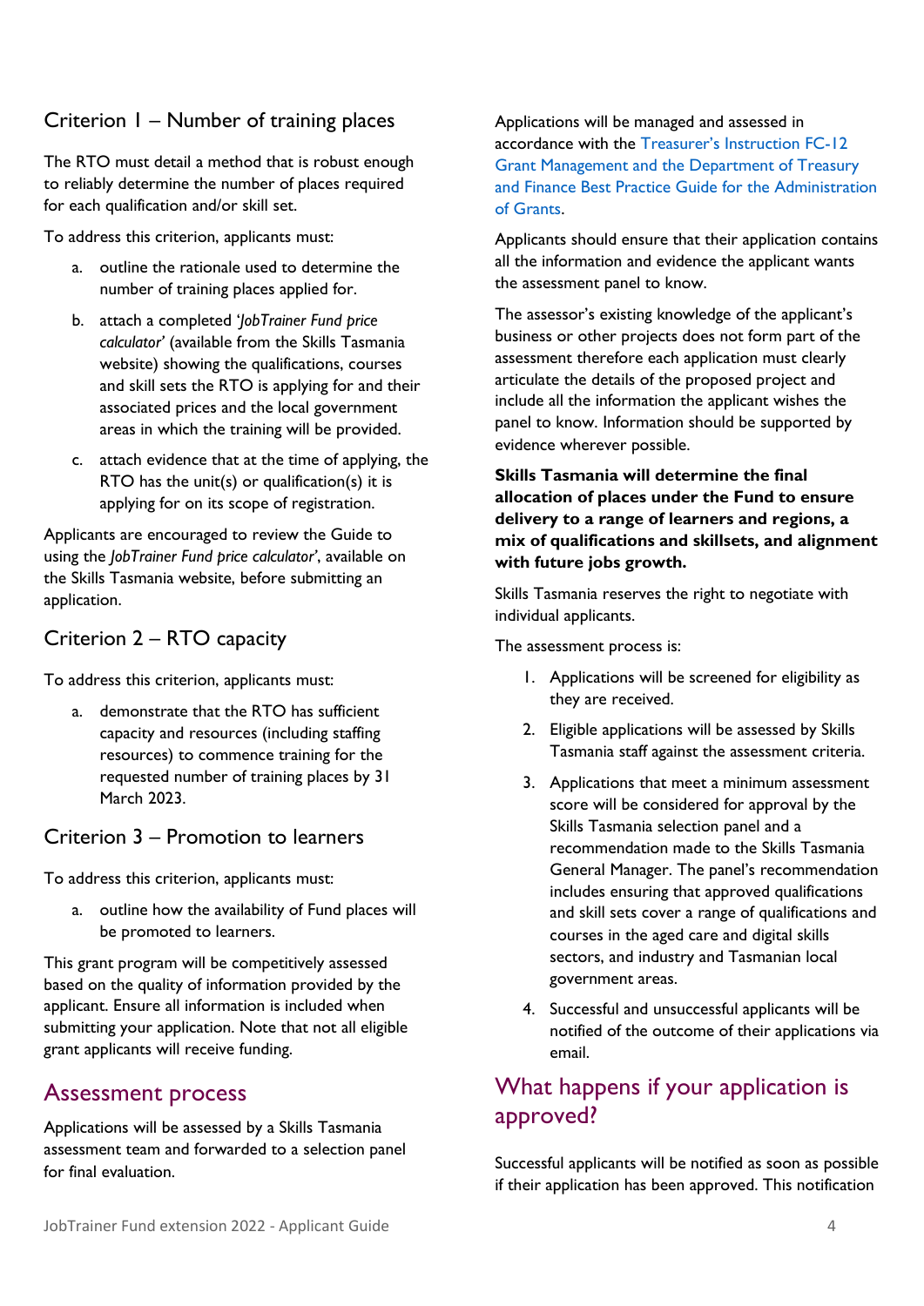### Criterion 1 – Number of training places

The RTO must detail a method that is robust enough to reliably determine the number of places required for each qualification and/or skill set.

To address this criterion, applicants must:

a. outline the rationale used to determine the number of training places applied for.

b. attach a completed '*JobTrainer Fund price calculator*' (available from the Skills Tasmania website) showing the qualifications, courses and skill sets the RTO is applying for and their associated prices and the local government areas in which the training will be provided.

c. attach evidence that at the time of applying, the RTO has the unit(s) or qualification(s) it is applying for on its scope of registration.

Applicants are encouraged to review the Guide to using the *JobTrainer Fund price calculator*', available on the Skills Tasmania website, before submitting an application.

### Criterion 2 – RTO capacity

To address this criterion, applicants must:

a. demonstrate that the RTO has sufficient capacity and resources (including staffing resources) to commence training for the requested number of training places by 31 March 2023.

### Criterion 3 – Promotion to learners

To address this criterion, applicants must:

a. outline how the availability of Fund places will be promoted to learners.

This grant program will be competitively assessed based on the quality of information provided by the applicant. Ensure all information is included when submitting your application. Note that not all eligible grant applicants will receive funding.

## Assessment process

Applications will be assessed by a Skills Tasmania assessment team and forwarded to a selection panel for final evaluation.

Applications will be managed and assessed in accordance with the Treasurer's Instruction FC-12 Grant Management and the Department of Treasury and Finance Best Practice Guide for the Administration of Grants.

Applicants should ensure that their application contains all the information and evidence the applicant wants the assessment panel to know.

The assessor's existing knowledge of the applicant's business or other projects does not form part of the assessment therefore each application must clearly articulate the details of the proposed project and include all the information the applicant wishes the panel to know. Information should be supported by evidence wherever possible.

**Skills Tasmania will determine the final allocation of places under the Fund to ensure delivery to a range of learners and regions, a mix of qualifications and skillsets, and alignment with future jobs growth.**

Skills Tasmania reserves the right to negotiate with individual applicants.

The assessment process is:

1. Applications will be screened for eligibility as they are received.
2. Eligible applications will be assessed by Skills Tasmania staff against the assessment criteria.
3. Applications that meet a minimum assessment score will be considered for approval by the Skills Tasmania selection panel and a recommendation made to the Skills Tasmania General Manager. The panel's recommendation includes ensuring that approved qualifications and skill sets cover a range of qualifications and courses in the aged care and digital skills sectors, and industry and Tasmanian local government areas.
4. Successful and unsuccessful applicants will be notified of the outcome of their applications via email.

## What happens if your application is approved?

Successful applicants will be notified as soon as possible if their application has been approved. This notification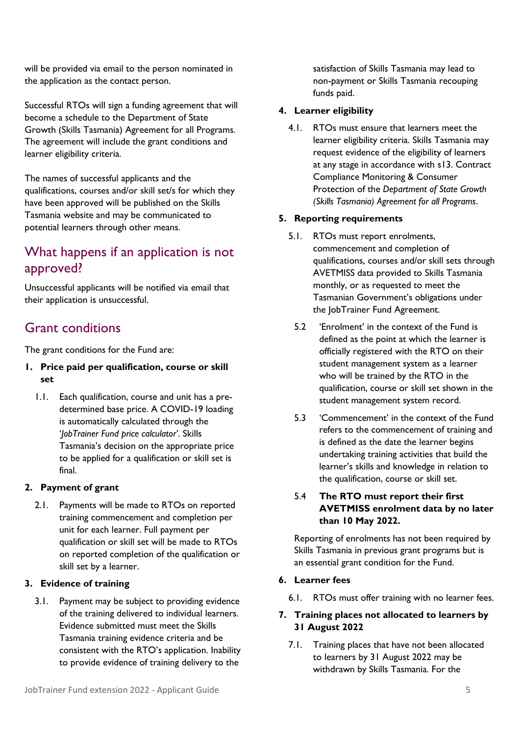will be provided via email to the person nominated in the application as the contact person.

Successful RTOs will sign a funding agreement that will become a schedule to the Department of State Growth (Skills Tasmania) Agreement for all Programs. The agreement will include the grant conditions and learner eligibility criteria.

The names of successful applicants and the qualifications, courses and/or skill set/s for which they have been approved will be published on the Skills Tasmania website and may be communicated to potential learners through other means.

## What happens if an application is not approved?

Unsuccessful applicants will be notified via email that their application is unsuccessful.

## Grant conditions

The grant conditions for the Fund are:

**1. Price paid per qualification, course or skill set**

1.1. Each qualification, course and unit has a pre-determined base price. A COVID-19 loading is automatically calculated through the '*JobTrainer Fund price calculator*'. Skills Tasmania's decision on the appropriate price to be applied for a qualification or skill set is final.

**2. Payment of grant**

2.1. Payments will be made to RTOs on reported training commencement and completion per unit for each learner. Full payment per qualification or skill set will be made to RTOs on reported completion of the qualification or skill set by a learner.

**3. Evidence of training**

3.1. Payment may be subject to providing evidence of the training delivered to individual learners. Evidence submitted must meet the Skills Tasmania training evidence criteria and be consistent with the RTO's application. Inability to provide evidence of training delivery to the satisfaction of Skills Tasmania may lead to non-payment or Skills Tasmania recouping funds paid.

**4. Learner eligibility**

4.1. RTOs must ensure that learners meet the learner eligibility criteria. Skills Tasmania may request evidence of the eligibility of learners at any stage in accordance with s13. Contract Compliance Monitoring & Consumer Protection of the *Department of State Growth (Skills Tasmania) Agreement for all Programs*.

**5. Reporting requirements**

5.1. RTOs must report enrolments, commencement and completion of qualifications, courses and/or skill sets through AVETMISS data provided to Skills Tasmania monthly, or as requested to meet the Tasmanian Government's obligations under the JobTrainer Fund Agreement.

5.2 'Enrolment' in the context of the Fund is defined as the point at which the learner is officially registered with the RTO on their student management system as a learner who will be trained by the RTO in the qualification, course or skill set shown in the student management system record.

5.3 'Commencement' in the context of the Fund refers to the commencement of training and is defined as the date the learner begins undertaking training activities that build the learner's skills and knowledge in relation to the qualification, course or skill set.

5.4 **The RTO must report their first AVETMISS enrolment data by no later than 10 May 2022.**

Reporting of enrolments has not been required by Skills Tasmania in previous grant programs but is an essential grant condition for the Fund.

**6. Learner fees**

6.1. RTOs must offer training with no learner fees.

**7. Training places not allocated to learners by 31 August 2022**

7.1. Training places that have not been allocated to learners by 31 August 2022 may be withdrawn by Skills Tasmania. For the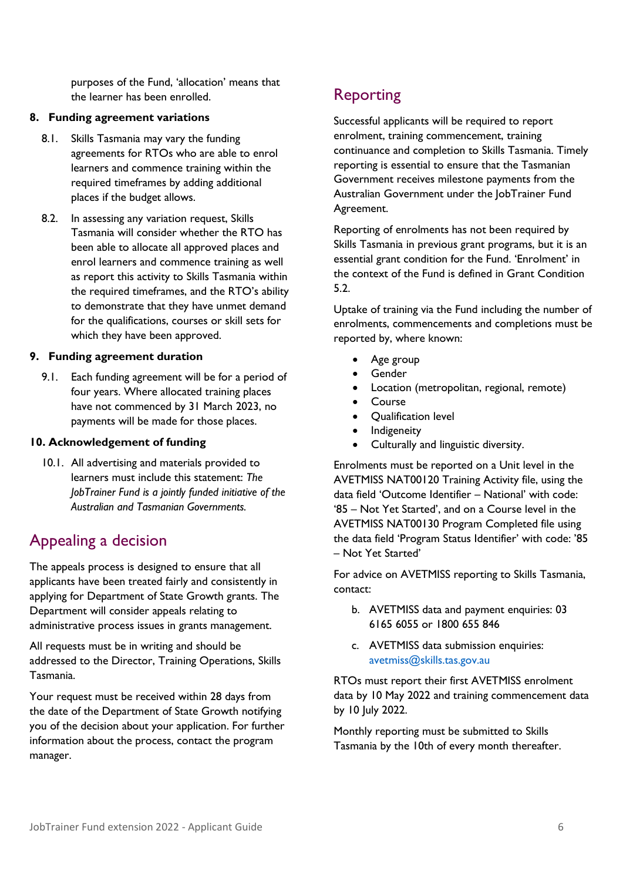purposes of the Fund, 'allocation' means that the learner has been enrolled.

**8. Funding agreement variations**

8.1. Skills Tasmania may vary the funding agreements for RTOs who are able to enrol learners and commence training within the required timeframes by adding additional places if the budget allows.

8.2. In assessing any variation request, Skills Tasmania will consider whether the RTO has been able to allocate all approved places and enrol learners and commence training as well as report this activity to Skills Tasmania within the required timeframes, and the RTO's ability to demonstrate that they have unmet demand for the qualifications, courses or skill sets for which they have been approved.

**9. Funding agreement duration**

9.1. Each funding agreement will be for a period of four years. Where allocated training places have not commenced by 31 March 2023, no payments will be made for those places.

**10. Acknowledgement of funding**

10.1. All advertising and materials provided to learners must include this statement: *The JobTrainer Fund is a jointly funded initiative of the Australian and Tasmanian Governments.*

## Appealing a decision

The appeals process is designed to ensure that all applicants have been treated fairly and consistently in applying for Department of State Growth grants. The Department will consider appeals relating to administrative process issues in grants management.

All requests must be in writing and should be addressed to the Director, Training Operations, Skills Tasmania.

Your request must be received within 28 days from the date of the Department of State Growth notifying you of the decision about your application. For further information about the process, contact the program manager.

## Reporting

Successful applicants will be required to report enrolment, training commencement, training continuance and completion to Skills Tasmania. Timely reporting is essential to ensure that the Tasmanian Government receives milestone payments from the Australian Government under the JobTrainer Fund Agreement.

Reporting of enrolments has not been required by Skills Tasmania in previous grant programs, but it is an essential grant condition for the Fund. 'Enrolment' in the context of the Fund is defined in Grant Condition 5.2.

Uptake of training via the Fund including the number of enrolments, commencements and completions must be reported by, where known:

- Age group
- Gender
- Location (metropolitan, regional, remote)
- Course
- Qualification level
- Indigeneity
- Culturally and linguistic diversity.

Enrolments must be reported on a Unit level in the AVETMISS NAT00120 Training Activity file, using the data field 'Outcome Identifier – National' with code: '85 – Not Yet Started', and on a Course level in the AVETMISS NAT00130 Program Completed file using the data field 'Program Status Identifier' with code: '85 – Not Yet Started'

For advice on AVETMISS reporting to Skills Tasmania, contact:

b. AVETMISS data and payment enquiries: 03 6165 6055 or 1800 655 846

c. AVETMISS data submission enquiries: avetmiss@skills.tas.gov.au

RTOs must report their first AVETMISS enrolment data by 10 May 2022 and training commencement data by 10 July 2022.

Monthly reporting must be submitted to Skills Tasmania by the 10th of every month thereafter.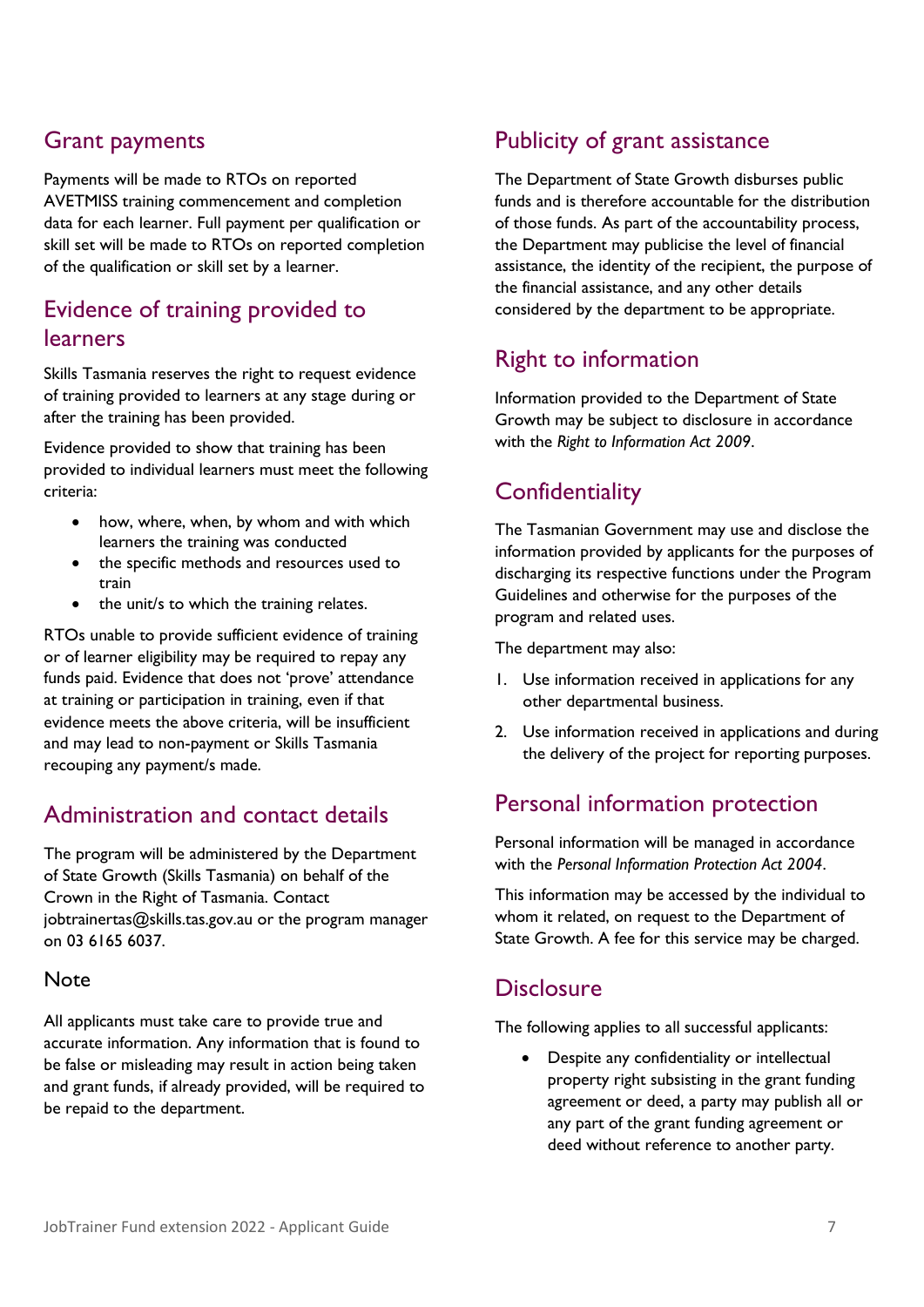## Grant payments

Payments will be made to RTOs on reported AVETMISS training commencement and completion data for each learner. Full payment per qualification or skill set will be made to RTOs on reported completion of the qualification or skill set by a learner.

## Evidence of training provided to learners

Skills Tasmania reserves the right to request evidence of training provided to learners at any stage during or after the training has been provided.

Evidence provided to show that training has been provided to individual learners must meet the following criteria:

- how, where, when, by whom and with which learners the training was conducted
- the specific methods and resources used to train
- the unit/s to which the training relates.

RTOs unable to provide sufficient evidence of training or of learner eligibility may be required to repay any funds paid. Evidence that does not 'prove' attendance at training or participation in training, even if that evidence meets the above criteria, will be insufficient and may lead to non-payment or Skills Tasmania recouping any payment/s made.

## Administration and contact details

The program will be administered by the Department of State Growth (Skills Tasmania) on behalf of the Crown in the Right of Tasmania. Contact jobtrainertas@skills.tas.gov.au or the program manager on 03 6165 6037.

### Note

All applicants must take care to provide true and accurate information. Any information that is found to be false or misleading may result in action being taken and grant funds, if already provided, will be required to be repaid to the department.

## Publicity of grant assistance

The Department of State Growth disburses public funds and is therefore accountable for the distribution of those funds. As part of the accountability process, the Department may publicise the level of financial assistance, the identity of the recipient, the purpose of the financial assistance, and any other details considered by the department to be appropriate.

## Right to information

Information provided to the Department of State Growth may be subject to disclosure in accordance with the *Right to Information Act 2009*.

## Confidentiality

The Tasmanian Government may use and disclose the information provided by applicants for the purposes of discharging its respective functions under the Program Guidelines and otherwise for the purposes of the program and related uses.

The department may also:

1. Use information received in applications for any other departmental business.
2. Use information received in applications and during the delivery of the project for reporting purposes.

## Personal information protection

Personal information will be managed in accordance with the *Personal Information Protection Act 2004*.

This information may be accessed by the individual to whom it related, on request to the Department of State Growth. A fee for this service may be charged.

## Disclosure

The following applies to all successful applicants:

- Despite any confidentiality or intellectual property right subsisting in the grant funding agreement or deed, a party may publish all or any part of the grant funding agreement or deed without reference to another party.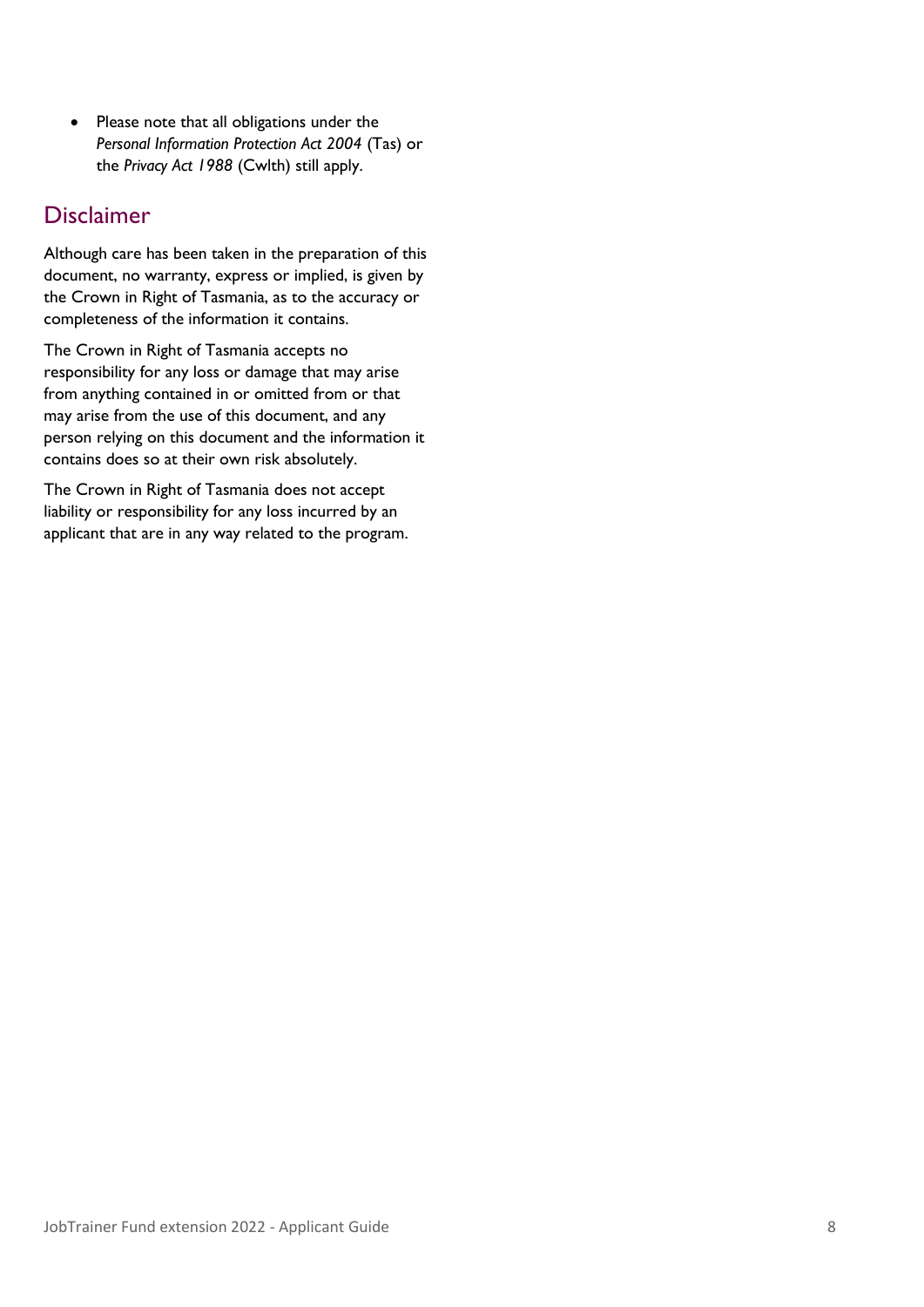- Please note that all obligations under the *Personal Information Protection Act 2004* (Tas) or the *Privacy Act 1988* (Cwlth) still apply.

## Disclaimer

Although care has been taken in the preparation of this document, no warranty, express or implied, is given by the Crown in Right of Tasmania, as to the accuracy or completeness of the information it contains.

The Crown in Right of Tasmania accepts no responsibility for any loss or damage that may arise from anything contained in or omitted from or that may arise from the use of this document, and any person relying on this document and the information it contains does so at their own risk absolutely.

The Crown in Right of Tasmania does not accept liability or responsibility for any loss incurred by an applicant that are in any way related to the program.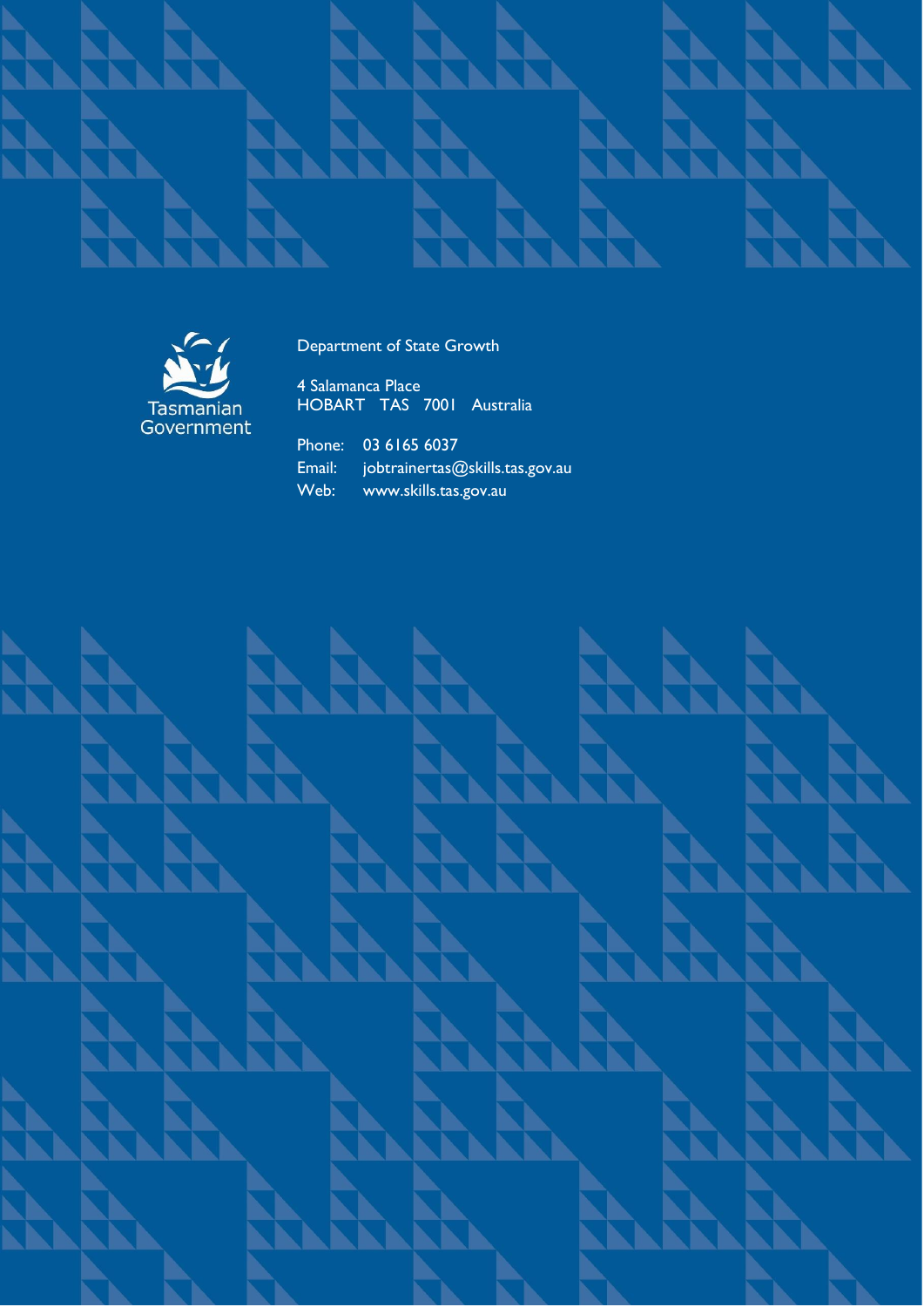Tasmanian Government

Department of State Growth

4 Salamanca Place
HOBART TAS 7001 Australia

Phone: 03 6165 6037
Email: jobtrainertas@skills.tas.gov.au
Web: www.skills.tas.gov.au